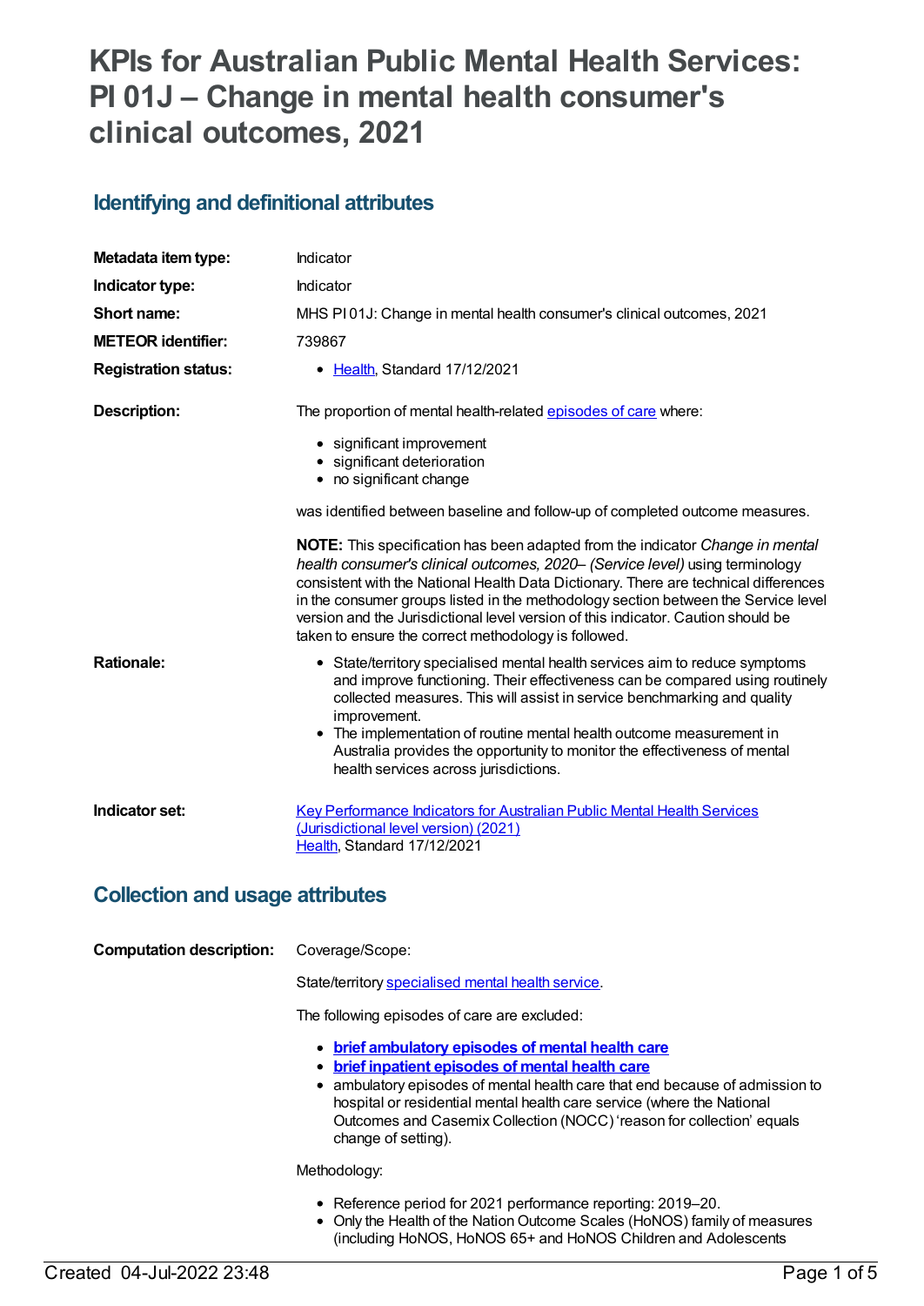# KPIs for Australian Public Mental Health Services: PI 01J – Change in mental health consumer's clinical outcomes, 2021

## Identifying and definitional attributes

| | |
|---|---|
| **Metadata item type:** | Indicator |
| **Indicator type:** | Indicator |
| **Short name:** | MHS PI 01J: Change in mental health consumer's clinical outcomes, 2021 |
| **METEOR identifier:** | 739867 |
| **Registration status:** | • Health, Standard 17/12/2021 |

**Description:**

The proportion of mental health-related episodes of care where:

- significant improvement
- significant deterioration
- no significant change

was identified between baseline and follow-up of completed outcome measures.

**NOTE:** This specification has been adapted from the indicator *Change in mental health consumer's clinical outcomes, 2020– (Service level)* using terminology consistent with the National Health Data Dictionary. There are technical differences in the consumer groups listed in the methodology section between the Service level version and the Jurisdictional level version of this indicator. Caution should be taken to ensure the correct methodology is followed.

**Rationale:**

- State/territory specialised mental health services aim to reduce symptoms and improve functioning. Their effectiveness can be compared using routinely collected measures. This will assist in service benchmarking and quality improvement.
- The implementation of routine mental health outcome measurement in Australia provides the opportunity to monitor the effectiveness of mental health services across jurisdictions.

**Indicator set:**

Key Performance Indicators for Australian Public Mental Health Services (Jurisdictional level version) (2021)
Health, Standard 17/12/2021

## Collection and usage attributes

**Computation description:**

Coverage/Scope:

State/territory specialised mental health service.

The following episodes of care are excluded:

- **brief ambulatory episodes of mental health care**
- **brief inpatient episodes of mental health care**
- ambulatory episodes of mental health care that end because of admission to hospital or residential mental health care service (where the National Outcomes and Casemix Collection (NOCC) 'reason for collection' equals change of setting).

Methodology:

- Reference period for 2021 performance reporting: 2019–20.
- Only the Health of the Nation Outcome Scales (HoNOS) family of measures (including HoNOS, HoNOS 65+ and HoNOS Children and Adolescents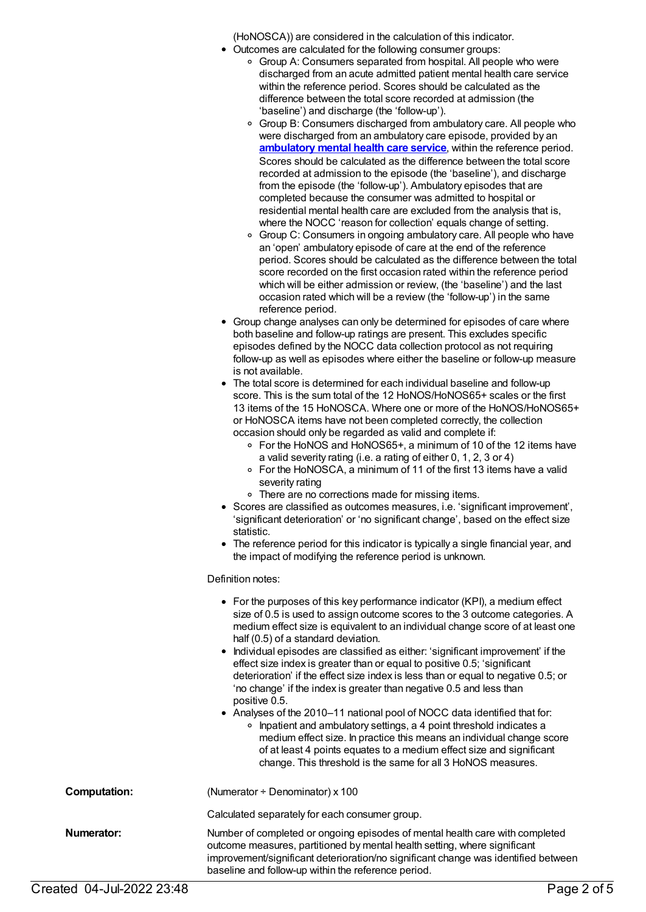(HoNOSCA)) are considered in the calculation of this indicator.

- Outcomes are calculated for the following consumer groups:
    - Group A: Consumers separated from hospital. All people who were discharged from an acute admitted patient mental health care service within the reference period. Scores should be calculated as the difference between the total score recorded at admission (the 'baseline') and discharge (the 'follow-up').
    - Group B: Consumers discharged from ambulatory care. All people who were discharged from an ambulatory care episode, provided by an **ambulatory mental health care service**, within the reference period. Scores should be calculated as the difference between the total score recorded at admission to the episode (the 'baseline'), and discharge from the episode (the 'follow-up'). Ambulatory episodes that are completed because the consumer was admitted to hospital or residential mental health care are excluded from the analysis that is, where the NOCC 'reason for collection' equals change of setting.
    - Group C: Consumers in ongoing ambulatory care. All people who have an 'open' ambulatory episode of care at the end of the reference period. Scores should be calculated as the difference between the total score recorded on the first occasion rated within the reference period which will be either admission or review, (the 'baseline') and the last occasion rated which will be a review (the 'follow-up') in the same reference period.
- Group change analyses can only be determined for episodes of care where both baseline and follow-up ratings are present. This excludes specific episodes defined by the NOCC data collection protocol as not requiring follow-up as well as episodes where either the baseline or follow-up measure is not available.
- The total score is determined for each individual baseline and follow-up score. This is the sum total of the 12 HoNOS/HoNOS65+ scales or the first 13 items of the 15 HoNOSCA. Where one or more of the HoNOS/HoNOS65+ or HoNOSCA items have not been completed correctly, the collection occasion should only be regarded as valid and complete if:
    - For the HoNOS and HoNOS65+, a minimum of 10 of the 12 items have a valid severity rating (i.e. a rating of either 0, 1, 2, 3 or 4)
    - For the HoNOSCA, a minimum of 11 of the first 13 items have a valid severity rating
    - There are no corrections made for missing items.
- Scores are classified as outcomes measures, i.e. 'significant improvement', 'significant deterioration' or 'no significant change', based on the effect size statistic.
- The reference period for this indicator is typically a single financial year, and the impact of modifying the reference period is unknown.

Definition notes:

- For the purposes of this key performance indicator (KPI), a medium effect size of 0.5 is used to assign outcome scores to the 3 outcome categories. A medium effect size is equivalent to an individual change score of at least one half (0.5) of a standard deviation.
- Individual episodes are classified as either: 'significant improvement' if the effect size index is greater than or equal to positive 0.5; 'significant deterioration' if the effect size index is less than or equal to negative 0.5; or 'no change' if the index is greater than negative 0.5 and less than positive 0.5.
- Analyses of the 2010–11 national pool of NOCC data identified that for:
    - Inpatient and ambulatory settings, a 4 point threshold indicates a medium effect size. In practice this means an individual change score of at least 4 points equates to a medium effect size and significant change. This threshold is the same for all 3 HoNOS measures.

**Computation:** (Numerator ÷ Denominator) x 100

Calculated separately for each consumer group.

**Numerator:** Number of completed or ongoing episodes of mental health care with completed outcome measures, partitioned by mental health setting, where significant improvement/significant deterioration/no significant change was identified between baseline and follow-up within the reference period.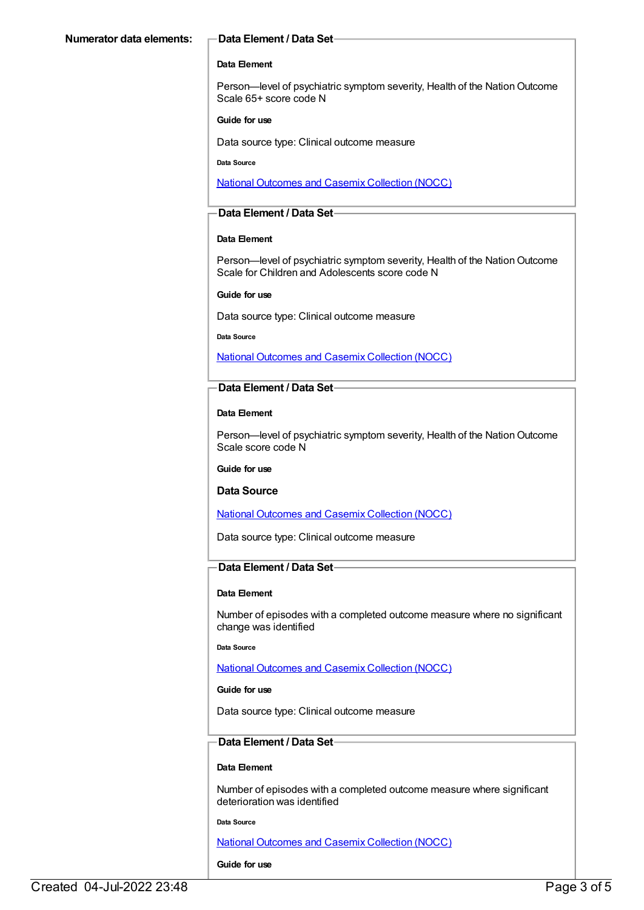**Numerator data elements:**

**Data Element / Data Set**

**Data Element**

Person—level of psychiatric symptom severity, Health of the Nation Outcome Scale 65+ score code N

**Guide for use**

Data source type: Clinical outcome measure

**Data Source**

National Outcomes and Casemix Collection (NOCC)

**Data Element / Data Set**

**Data Element**

Person—level of psychiatric symptom severity, Health of the Nation Outcome Scale for Children and Adolescents score code N

**Guide for use**

Data source type: Clinical outcome measure

**Data Source**

National Outcomes and Casemix Collection (NOCC)

**Data Element / Data Set**

**Data Element**

Person—level of psychiatric symptom severity, Health of the Nation Outcome Scale score code N

**Guide for use**

**Data Source**

National Outcomes and Casemix Collection (NOCC)

Data source type: Clinical outcome measure

**Data Element / Data Set**

**Data Element**

Number of episodes with a completed outcome measure where no significant change was identified

**Data Source**

National Outcomes and Casemix Collection (NOCC)

**Guide for use**

Data source type: Clinical outcome measure

**Data Element / Data Set**

**Data Element**

Number of episodes with a completed outcome measure where significant deterioration was identified

**Data Source**

National Outcomes and Casemix Collection (NOCC)

**Guide for use**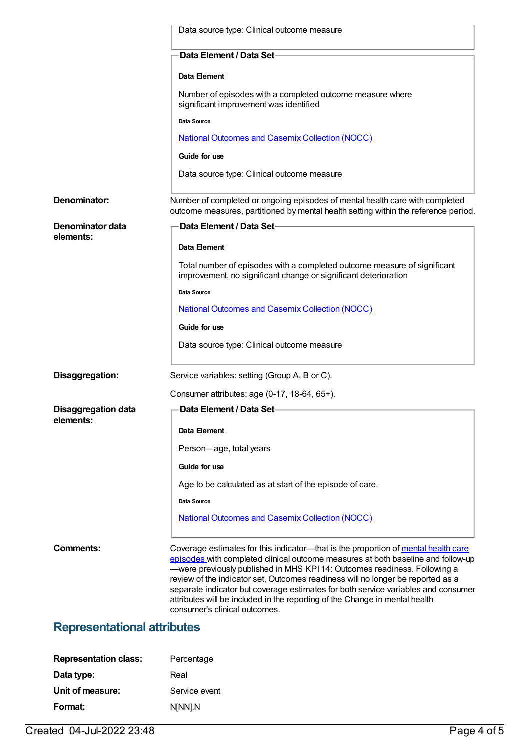Data source type: Clinical outcome measure

**Data Element / Data Set**

**Data Element**

Number of episodes with a completed outcome measure where significant improvement was identified

**Data Source**

[National Outcomes and Casemix Collection (NOCC)]

**Guide for use**

Data source type: Clinical outcome measure

**Denominator:** Number of completed or ongoing episodes of mental health care with completed outcome measures, partitioned by mental health setting within the reference period.

**Denominator data elements:**

**Data Element / Data Set**

**Data Element**

Total number of episodes with a completed outcome measure of significant improvement, no significant change or significant deterioration

**Data Source**

[National Outcomes and Casemix Collection (NOCC)]

**Guide for use**

Data source type: Clinical outcome measure

**Disaggregation:** Service variables: setting (Group A, B or C).

Consumer attributes: age (0-17, 18-64, 65+).

**Disaggregation data elements:**

**Data Element / Data Set**

**Data Element**

Person—age, total years

**Guide for use**

Age to be calculated as at start of the episode of care.

**Data Source**

[National Outcomes and Casemix Collection (NOCC)]

**Comments:** Coverage estimates for this indicator—that is the proportion of [mental health care episodes] with completed clinical outcome measures at both baseline and follow-up—were previously published in MHS KPI 14: Outcomes readiness. Following a review of the indicator set, Outcomes readiness will no longer be reported as a separate indicator but coverage estimates for both service variables and consumer attributes will be included in the reporting of the Change in mental health consumer's clinical outcomes.

## Representational attributes

**Representation class:** Percentage

**Data type:** Real

**Unit of measure:** Service event

**Format:** N[NN].N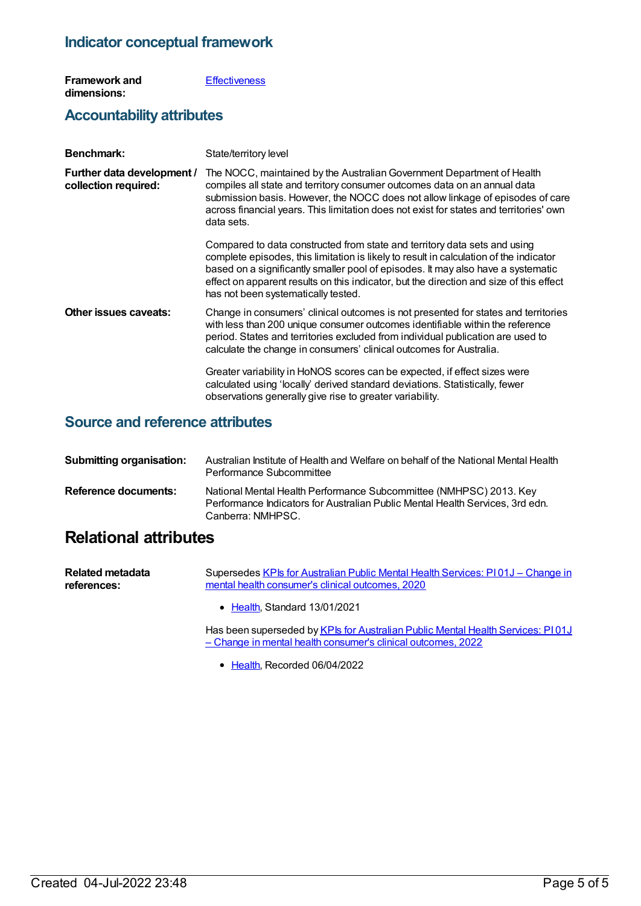## Indicator conceptual framework

**Framework and dimensions:** Effectiveness

## Accountability attributes

**Benchmark:** State/territory level

**Further data development / collection required:** The NOCC, maintained by the Australian Government Department of Health compiles all state and territory consumer outcomes data on an annual data submission basis. However, the NOCC does not allow linkage of episodes of care across financial years. This limitation does not exist for states and territories' own data sets.

Compared to data constructed from state and territory data sets and using complete episodes, this limitation is likely to result in calculation of the indicator based on a significantly smaller pool of episodes. It may also have a systematic effect on apparent results on this indicator, but the direction and size of this effect has not been systematically tested.

**Other issues caveats:** Change in consumers' clinical outcomes is not presented for states and territories with less than 200 unique consumer outcomes identifiable within the reference period. States and territories excluded from individual publication are used to calculate the change in consumers' clinical outcomes for Australia.

Greater variability in HoNOS scores can be expected, if effect sizes were calculated using 'locally' derived standard deviations. Statistically, fewer observations generally give rise to greater variability.

## Source and reference attributes

**Submitting organisation:** Australian Institute of Health and Welfare on behalf of the National Mental Health Performance Subcommittee

**Reference documents:** National Mental Health Performance Subcommittee (NMHPSC) 2013. Key Performance Indicators for Australian Public Mental Health Services, 3rd edn. Canberra: NMHPSC.

# Relational attributes

**Related metadata references:**

Supersedes KPIs for Australian Public Mental Health Services: PI 01J – Change in mental health consumer's clinical outcomes, 2020

- Health, Standard 13/01/2021

Has been superseded by KPIs for Australian Public Mental Health Services: PI 01J – Change in mental health consumer's clinical outcomes, 2022

- Health, Recorded 06/04/2022